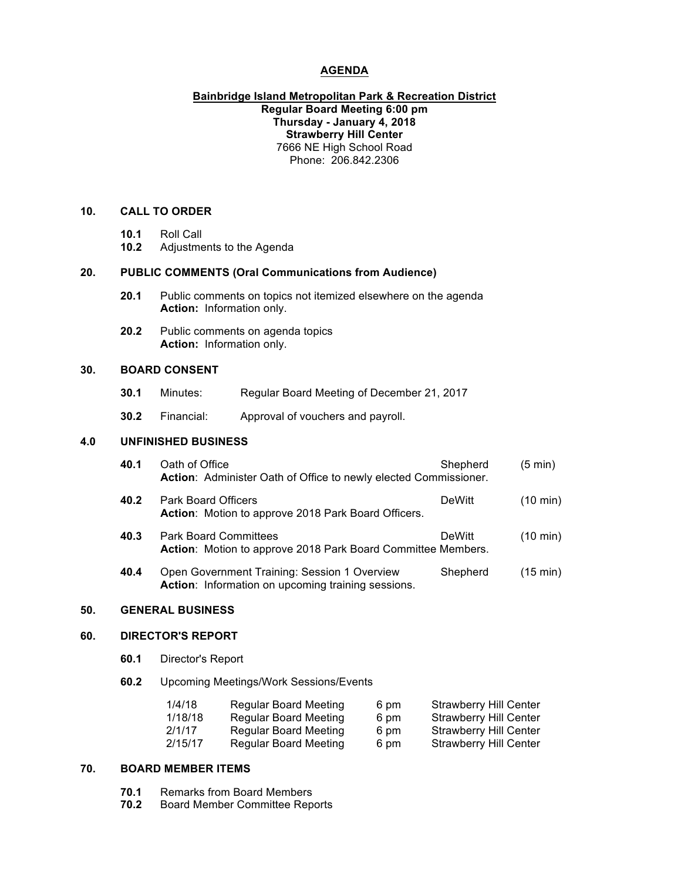# AGENDA

## Bainbridge Island Metropolitan Park & Recreation District

**Regular Board Meeting 6:00 pm**
**Thursday - January 4, 2018**
**Strawberry Hill Center**
7666 NE High School Road
Phone: 206.842.2306

### 10. CALL TO ORDER

- **10.1** Roll Call
- **10.2** Adjustments to the Agenda

### 20. PUBLIC COMMENTS (Oral Communications from Audience)

- **20.1** Public comments on topics not itemized elsewhere on the agenda
  **Action:** Information only.
- **20.2** Public comments on agenda topics
  **Action:** Information only.

### 30. BOARD CONSENT

- **30.1** Minutes: Regular Board Meeting of December 21, 2017
- **30.2** Financial: Approval of vouchers and payroll.

### 4.0 UNFINISHED BUSINESS

- **40.1** Oath of Office — Shepherd (5 min)
  **Action**: Administer Oath of Office to newly elected Commissioner.
- **40.2** Park Board Officers — DeWitt (10 min)
  **Action**: Motion to approve 2018 Park Board Officers.
- **40.3** Park Board Committees — DeWitt (10 min)
  **Action**: Motion to approve 2018 Park Board Committee Members.
- **40.4** Open Government Training: Session 1 Overview — Shepherd (15 min)
  **Action**: Information on upcoming training sessions.

### 50. GENERAL BUSINESS

### 60. DIRECTOR'S REPORT

- **60.1** Director's Report
- **60.2** Upcoming Meetings/Work Sessions/Events

| | | | |
|---|---|---|---|
| 1/4/18 | Regular Board Meeting | 6 pm | Strawberry Hill Center |
| 1/18/18 | Regular Board Meeting | 6 pm | Strawberry Hill Center |
| 2/1/17 | Regular Board Meeting | 6 pm | Strawberry Hill Center |
| 2/15/17 | Regular Board Meeting | 6 pm | Strawberry Hill Center |

### 70. BOARD MEMBER ITEMS

- **70.1** Remarks from Board Members
- **70.2** Board Member Committee Reports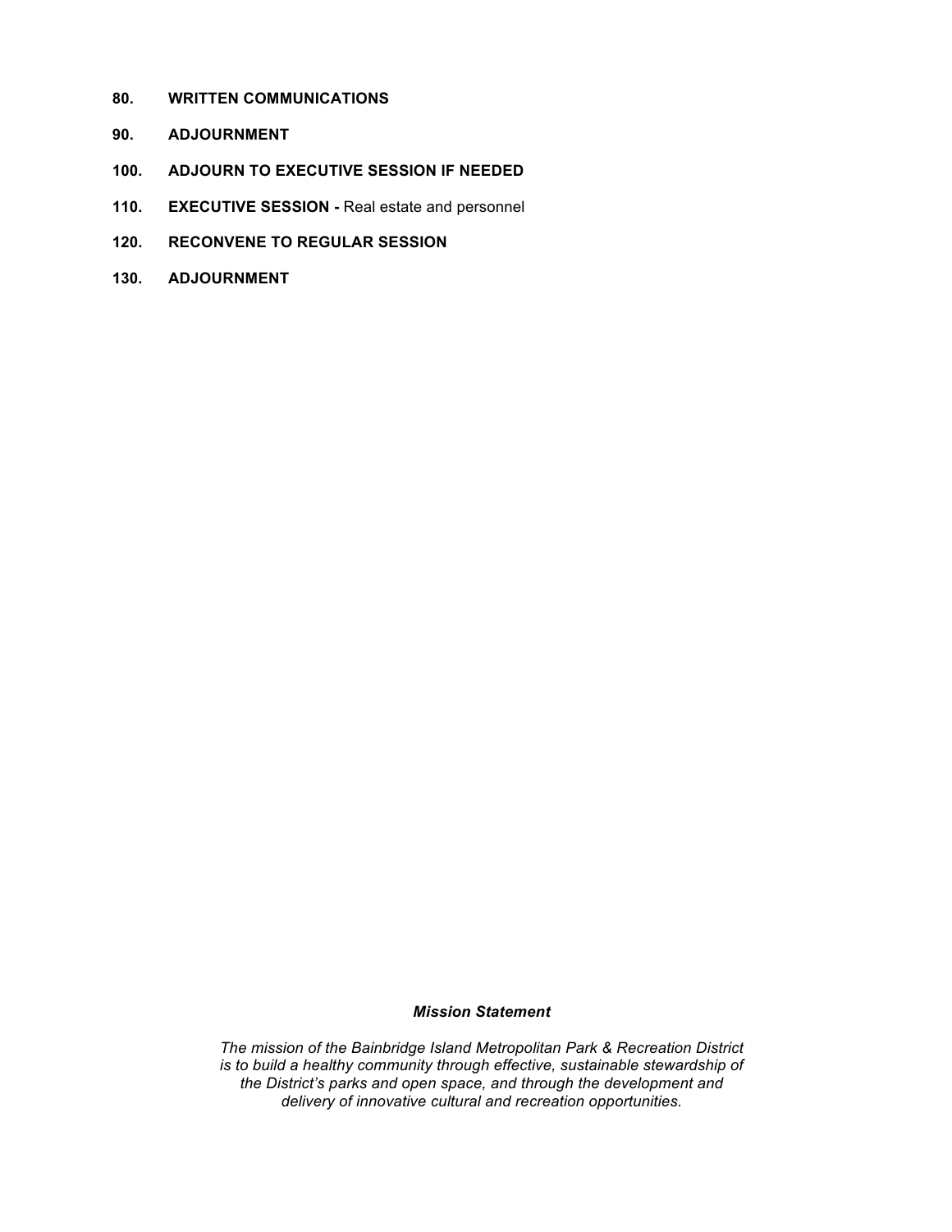**80. WRITTEN COMMUNICATIONS**

**90. ADJOURNMENT**

**100. ADJOURN TO EXECUTIVE SESSION IF NEEDED**

**110. EXECUTIVE SESSION -** Real estate and personnel

**120. RECONVENE TO REGULAR SESSION**

**130. ADJOURNMENT**

***Mission Statement***

*The mission of the Bainbridge Island Metropolitan Park & Recreation District is to build a healthy community through effective, sustainable stewardship of the District's parks and open space, and through the development and delivery of innovative cultural and recreation opportunities.*